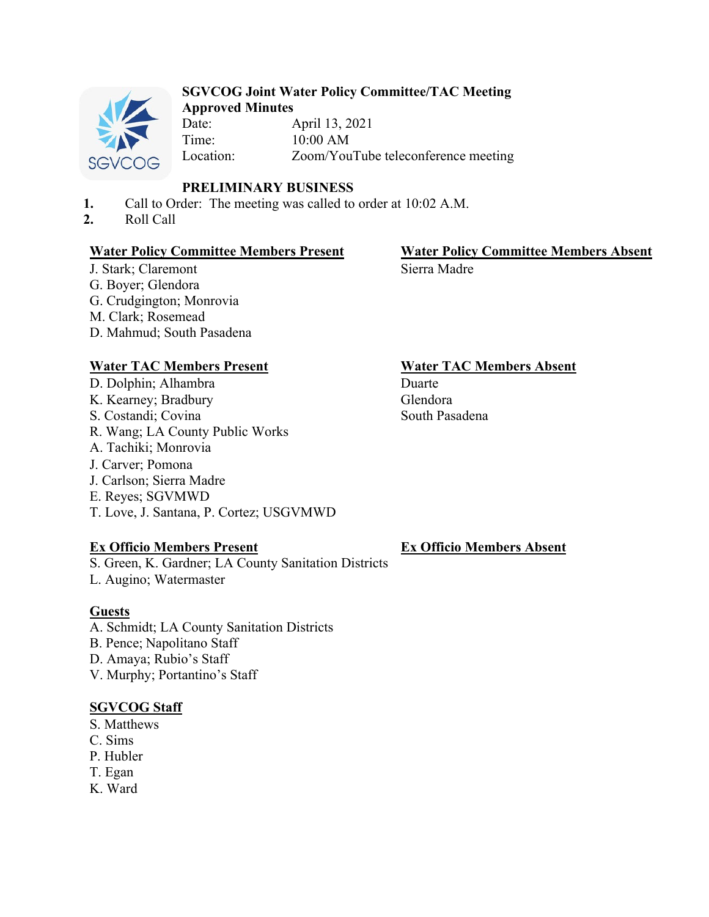**SGVCOG Joint Water Policy Committee/TAC Meeting**
**Approved Minutes**

Date: April 13, 2021
Time: 10:00 AM
Location: Zoom/YouTube teleconference meeting

## PRELIMINARY BUSINESS

1. Call to Order: The meeting was called to order at 10:02 A.M.
2. Roll Call

**Water Policy Committee Members Present**
J. Stark; Claremont
G. Boyer; Glendora
G. Crudgington; Monrovia
M. Clark; Rosemead
D. Mahmud; South Pasadena

**Water Policy Committee Members Absent**
Sierra Madre

**Water TAC Members Present**
D. Dolphin; Alhambra
K. Kearney; Bradbury
S. Costandi; Covina
R. Wang; LA County Public Works
A. Tachiki; Monrovia
J. Carver; Pomona
J. Carlson; Sierra Madre
E. Reyes; SGVMWD
T. Love, J. Santana, P. Cortez; USGVMWD

**Water TAC Members Absent**
Duarte
Glendora
South Pasadena

**Ex Officio Members Present**
S. Green, K. Gardner; LA County Sanitation Districts
L. Augino; Watermaster

**Ex Officio Members Absent**

**Guests**
A. Schmidt; LA County Sanitation Districts
B. Pence; Napolitano Staff
D. Amaya; Rubio's Staff
V. Murphy; Portantino's Staff

**SGVCOG Staff**
S. Matthews
C. Sims
P. Hubler
T. Egan
K. Ward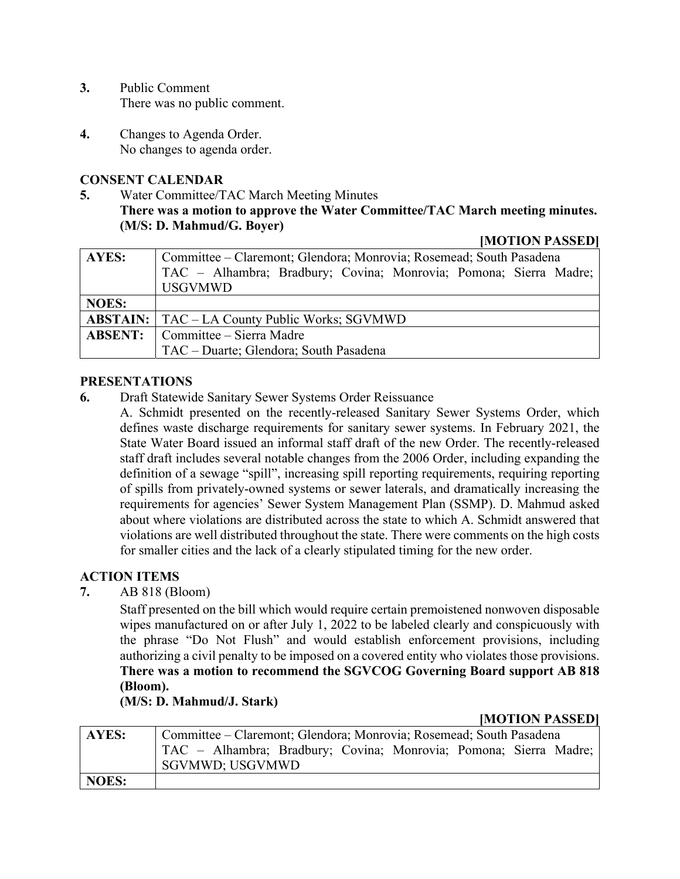**3.** Public Comment
There was no public comment.

**4.** Changes to Agenda Order.
No changes to agenda order.

## CONSENT CALENDAR

**5.** Water Committee/TAC March Meeting Minutes
**There was a motion to approve the Water Committee/TAC March meeting minutes. (M/S: D. Mahmud/G. Boyer)**

**[MOTION PASSED]**

| | |
|---|---|
| **AYES:** | Committee – Claremont; Glendora; Monrovia; Rosemead; South Pasadena<br>TAC – Alhambra; Bradbury; Covina; Monrovia; Pomona; Sierra Madre; USGVMWD |
| **NOES:** | |
| **ABSTAIN:** | TAC – LA County Public Works; SGVMWD |
| **ABSENT:** | Committee – Sierra Madre<br>TAC – Duarte; Glendora; South Pasadena |

## PRESENTATIONS

**6.** Draft Statewide Sanitary Sewer Systems Order Reissuance
A. Schmidt presented on the recently-released Sanitary Sewer Systems Order, which defines waste discharge requirements for sanitary sewer systems. In February 2021, the State Water Board issued an informal staff draft of the new Order. The recently-released staff draft includes several notable changes from the 2006 Order, including expanding the definition of a sewage "spill", increasing spill reporting requirements, requiring reporting of spills from privately-owned systems or sewer laterals, and dramatically increasing the requirements for agencies' Sewer System Management Plan (SSMP). D. Mahmud asked about where violations are distributed across the state to which A. Schmidt answered that violations are well distributed throughout the state. There were comments on the high costs for smaller cities and the lack of a clearly stipulated timing for the new order.

## ACTION ITEMS

**7.** AB 818 (Bloom)
Staff presented on the bill which would require certain premoistened nonwoven disposable wipes manufactured on or after July 1, 2022 to be labeled clearly and conspicuously with the phrase "Do Not Flush" and would establish enforcement provisions, including authorizing a civil penalty to be imposed on a covered entity who violates those provisions.
**There was a motion to recommend the SGVCOG Governing Board support AB 818 (Bloom).**
**(M/S: D. Mahmud/J. Stark)**

**[MOTION PASSED]**

| | |
|---|---|
| **AYES:** | Committee – Claremont; Glendora; Monrovia; Rosemead; South Pasadena<br>TAC – Alhambra; Bradbury; Covina; Monrovia; Pomona; Sierra Madre; SGVMWD; USGVMWD |
| **NOES:** | |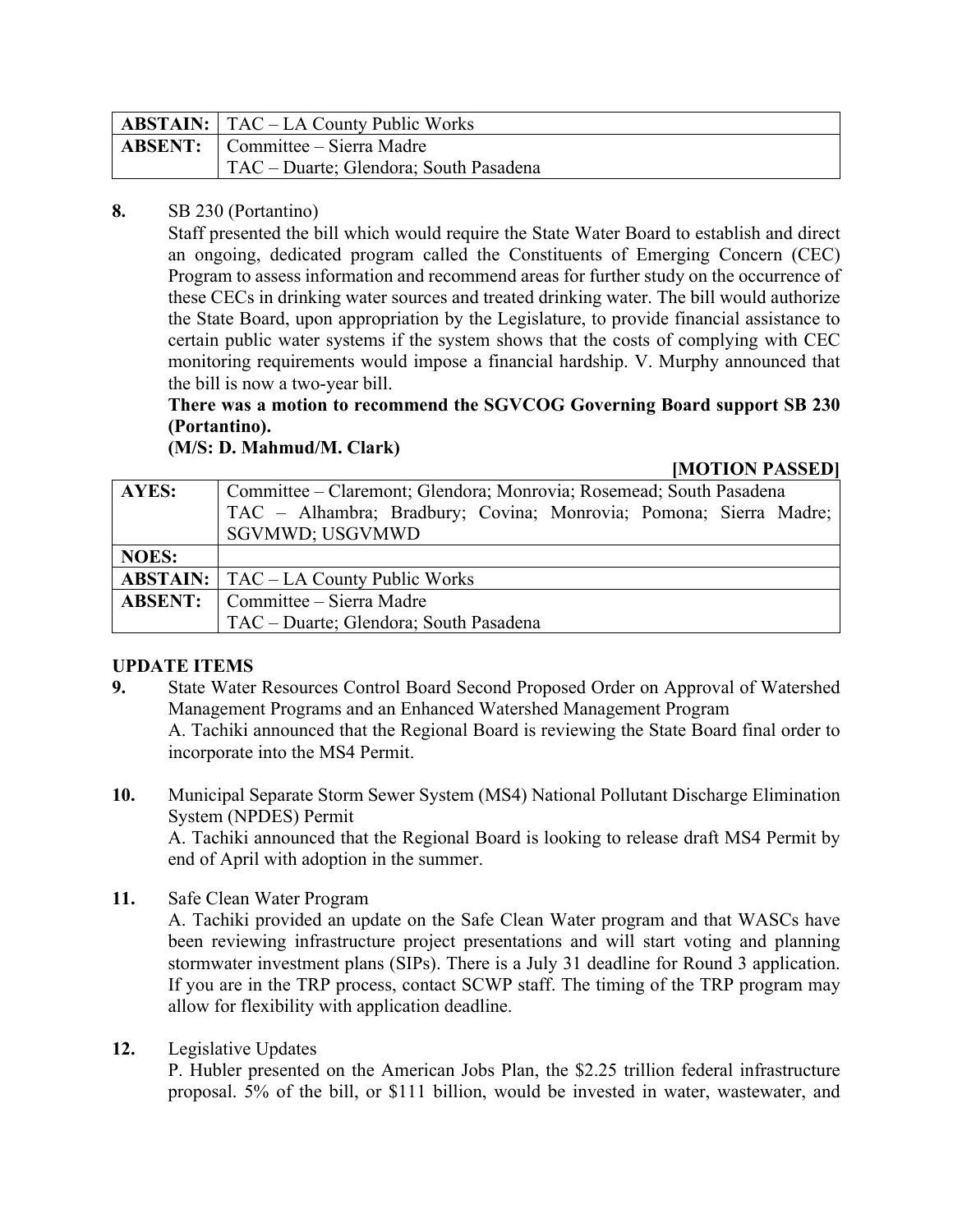| **ABSTAIN:** | TAC – LA County Public Works |
|---|---|
| **ABSENT:** | Committee – Sierra Madre<br>TAC – Duarte; Glendora; South Pasadena |

**8.** SB 230 (Portantino)

Staff presented the bill which would require the State Water Board to establish and direct an ongoing, dedicated program called the Constituents of Emerging Concern (CEC) Program to assess information and recommend areas for further study on the occurrence of these CECs in drinking water sources and treated drinking water. The bill would authorize the State Board, upon appropriation by the Legislature, to provide financial assistance to certain public water systems if the system shows that the costs of complying with CEC monitoring requirements would impose a financial hardship. V. Murphy announced that the bill is now a two-year bill.

**There was a motion to recommend the SGVCOG Governing Board support SB 230 (Portantino).**

**(M/S: D. Mahmud/M. Clark)**

**[MOTION PASSED]**

| **AYES:** | Committee – Claremont; Glendora; Monrovia; Rosemead; South Pasadena<br>TAC – Alhambra; Bradbury; Covina; Monrovia; Pomona; Sierra Madre; SGVMWD; USGVMWD |
|---|---|
| **NOES:** | |
| **ABSTAIN:** | TAC – LA County Public Works |
| **ABSENT:** | Committee – Sierra Madre<br>TAC – Duarte; Glendora; South Pasadena |

## UPDATE ITEMS

**9.** State Water Resources Control Board Second Proposed Order on Approval of Watershed Management Programs and an Enhanced Watershed Management Program

A. Tachiki announced that the Regional Board is reviewing the State Board final order to incorporate into the MS4 Permit.

**10.** Municipal Separate Storm Sewer System (MS4) National Pollutant Discharge Elimination System (NPDES) Permit

A. Tachiki announced that the Regional Board is looking to release draft MS4 Permit by end of April with adoption in the summer.

**11.** Safe Clean Water Program

A. Tachiki provided an update on the Safe Clean Water program and that WASCs have been reviewing infrastructure project presentations and will start voting and planning stormwater investment plans (SIPs). There is a July 31 deadline for Round 3 application. If you are in the TRP process, contact SCWP staff. The timing of the TRP program may allow for flexibility with application deadline.

**12.** Legislative Updates

P. Hubler presented on the American Jobs Plan, the $2.25 trillion federal infrastructure proposal. 5% of the bill, or $111 billion, would be invested in water, wastewater, and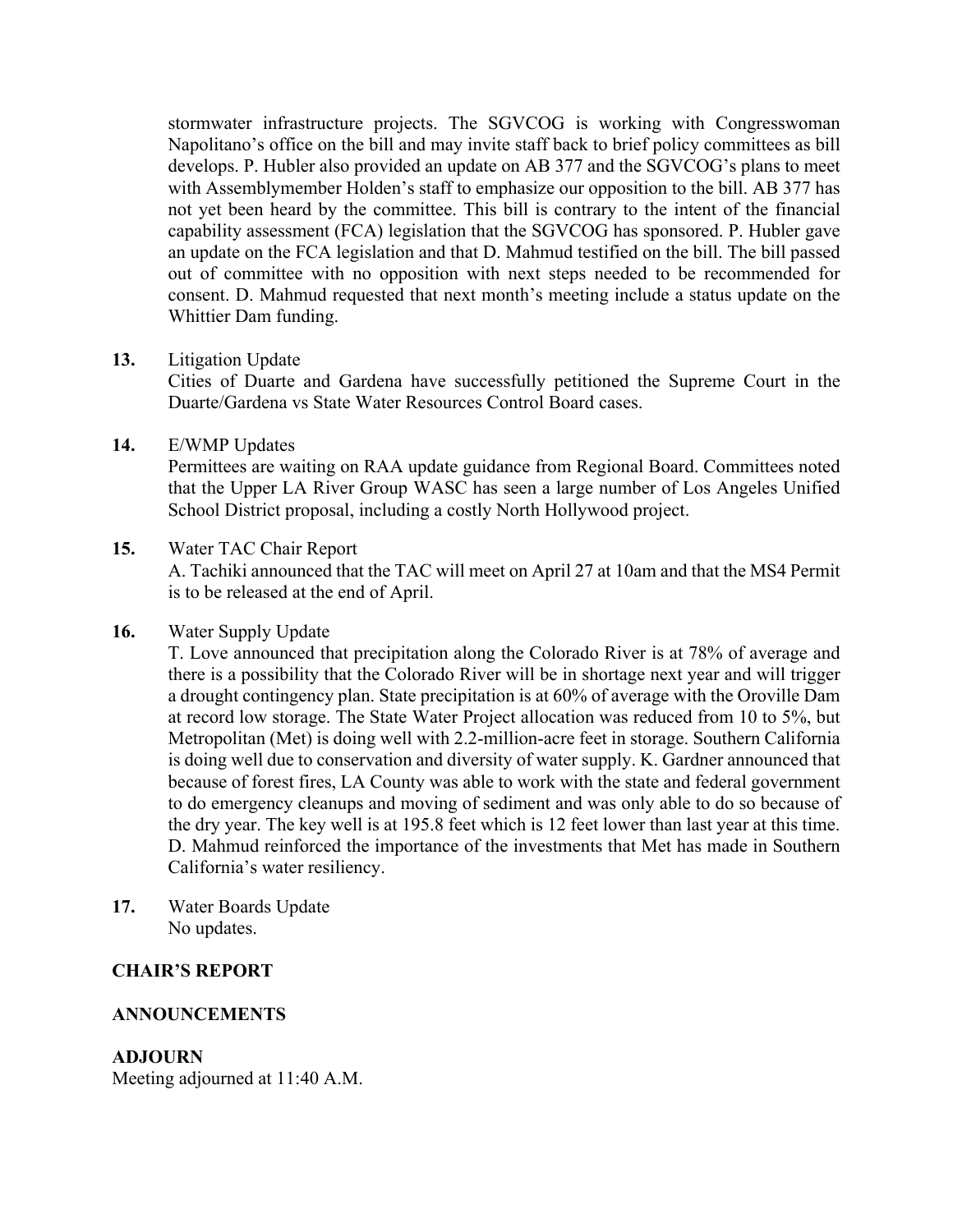stormwater infrastructure projects. The SGVCOG is working with Congresswoman Napolitano's office on the bill and may invite staff back to brief policy committees as bill develops. P. Hubler also provided an update on AB 377 and the SGVCOG's plans to meet with Assemblymember Holden's staff to emphasize our opposition to the bill. AB 377 has not yet been heard by the committee. This bill is contrary to the intent of the financial capability assessment (FCA) legislation that the SGVCOG has sponsored. P. Hubler gave an update on the FCA legislation and that D. Mahmud testified on the bill. The bill passed out of committee with no opposition with next steps needed to be recommended for consent. D. Mahmud requested that next month's meeting include a status update on the Whittier Dam funding.

**13.** Litigation Update
Cities of Duarte and Gardena have successfully petitioned the Supreme Court in the Duarte/Gardena vs State Water Resources Control Board cases.

**14.** E/WMP Updates
Permittees are waiting on RAA update guidance from Regional Board. Committees noted that the Upper LA River Group WASC has seen a large number of Los Angeles Unified School District proposal, including a costly North Hollywood project.

**15.** Water TAC Chair Report
A. Tachiki announced that the TAC will meet on April 27 at 10am and that the MS4 Permit is to be released at the end of April.

**16.** Water Supply Update
T. Love announced that precipitation along the Colorado River is at 78% of average and there is a possibility that the Colorado River will be in shortage next year and will trigger a drought contingency plan. State precipitation is at 60% of average with the Oroville Dam at record low storage. The State Water Project allocation was reduced from 10 to 5%, but Metropolitan (Met) is doing well with 2.2-million-acre feet in storage. Southern California is doing well due to conservation and diversity of water supply. K. Gardner announced that because of forest fires, LA County was able to work with the state and federal government to do emergency cleanups and moving of sediment and was only able to do so because of the dry year. The key well is at 195.8 feet which is 12 feet lower than last year at this time. D. Mahmud reinforced the importance of the investments that Met has made in Southern California's water resiliency.

**17.** Water Boards Update
No updates.

**CHAIR'S REPORT**

**ANNOUNCEMENTS**

**ADJOURN**
Meeting adjourned at 11:40 A.M.